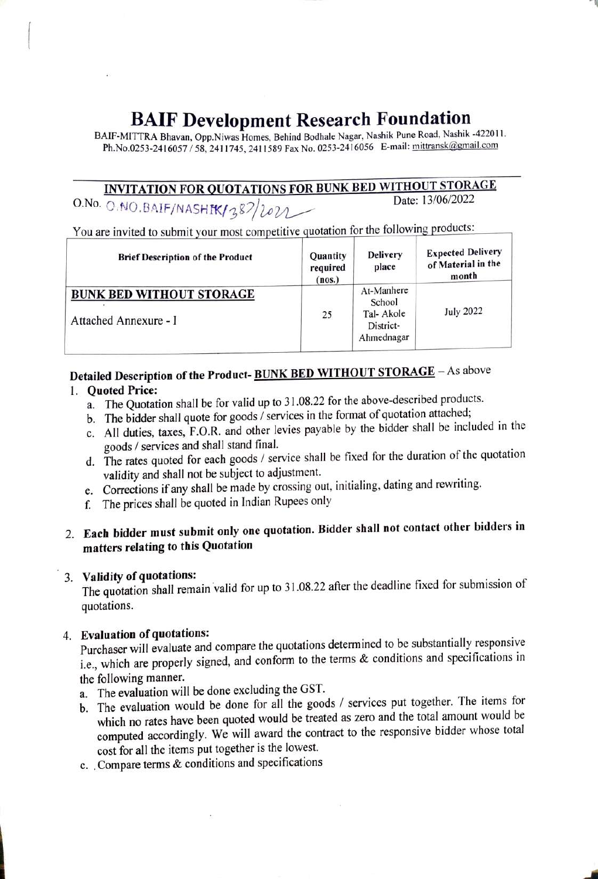# BAIF Development Research Foundation

BAIF-MITTRA Bhavan, Opp.Niwas Homes, Behind Bodhale Nagar, Nashik Pune Road, Nashik -422011.
Ph.No.0253-2416057 / 58, 2411745, 2411589 Fax No. 0253-2416056 E-mail: mittransk@gmail.com

## INVITATION FOR QUOTATIONS FOR BUNK BED WITHOUT STORAGE

O.No. Q.NO.BAIF/NASHIK/387/2022 Date: 13/06/2022

You are invited to submit your most competitive quotation for the following products:

| Brief Description of the Product | Quantity required (nos.) | Delivery place | Expected Delivery of Material in the month |
|---|---|---|---|
| **BUNK BED WITHOUT STORAGE**<br>Attached Annexure - I | 25 | At-Manhere School Tal- Akole District- Ahmednagar | July 2022 |

**Detailed Description of the Product- BUNK BED WITHOUT STORAGE** – As above

1. **Quoted Price:**
   a. The Quotation shall be for valid up to 31.08.22 for the above-described products.
   b. The bidder shall quote for goods / services in the format of quotation attached;
   c. All duties, taxes, F.O.R. and other levies payable by the bidder shall be included in the goods / services and shall stand final.
   d. The rates quoted for each goods / service shall be fixed for the duration of the quotation validity and shall not be subject to adjustment.
   e. Corrections if any shall be made by crossing out, initialing, dating and rewriting.
   f. The prices shall be quoted in Indian Rupees only

2. **Each bidder must submit only one quotation. Bidder shall not contact other bidders in matters relating to this Quotation**

3. **Validity of quotations:**
   The quotation shall remain valid for up to 31.08.22 after the deadline fixed for submission of quotations.

4. **Evaluation of quotations:**
   Purchaser will evaluate and compare the quotations determined to be substantially responsive i.e., which are properly signed, and conform to the terms & conditions and specifications in the following manner.
   a. The evaluation will be done excluding the GST.
   b. The evaluation would be done for all the goods / services put together. The items for which no rates have been quoted would be treated as zero and the total amount would be computed accordingly. We will award the contract to the responsive bidder whose total cost for all the items put together is the lowest.
   c. Compare terms & conditions and specifications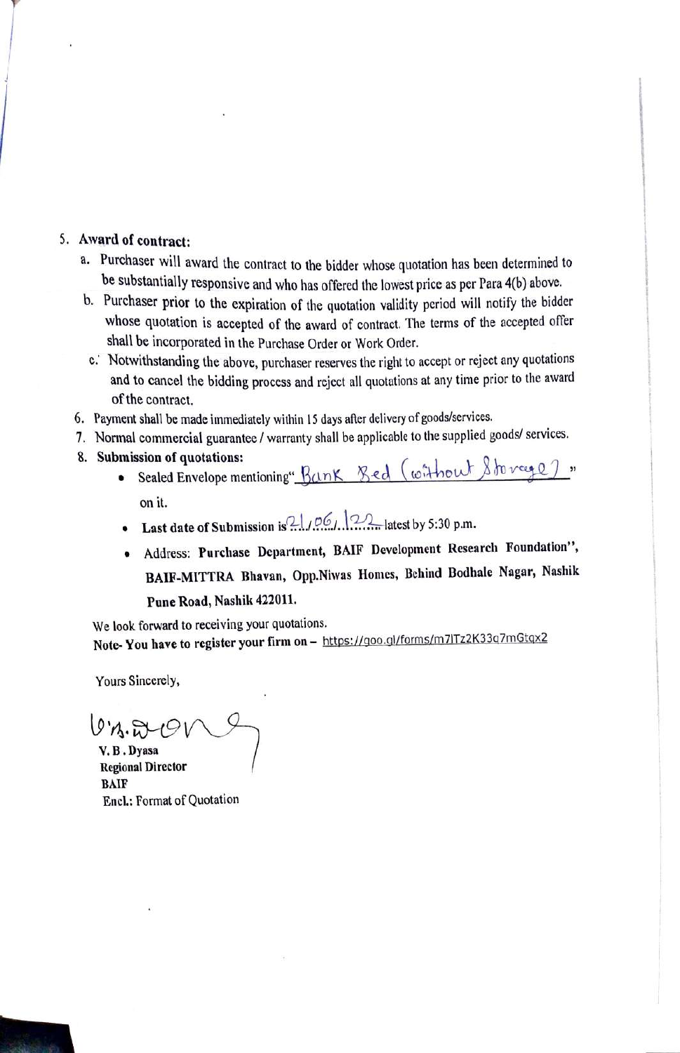5. **Award of contract:**
   a. Purchaser will award the contract to the bidder whose quotation has been determined to be substantially responsive and who has offered the lowest price as per Para 4(b) above.
   b. Purchaser prior to the expiration of the quotation validity period will notify the bidder whose quotation is accepted of the award of contract. The terms of the accepted offer shall be incorporated in the Purchase Order or Work Order.
   c. Notwithstanding the above, purchaser reserves the right to accept or reject any quotations and to cancel the bidding process and reject all quotations at any time prior to the award of the contract.
6. Payment shall be made immediately within 15 days after delivery of goods/services.
7. Normal commercial guarantee / warranty shall be applicable to the supplied goods/ services.
8. **Submission of quotations:**
   - Sealed Envelope mentioning "Bank Bed (without Storage)" on it.
   - **Last date of Submission is** 21/06/22 latest by 5:30 p.m.
   - Address: **Purchase Department, BAIF Development Research Foundation", BAIF-MITTRA Bhavan, Opp.Niwas Homes, Behind Bodhale Nagar, Nashik Pune Road, Nashik 422011.**

We look forward to receiving your quotations.

**Note- You have to register your firm on –** https://goo.gl/forms/m7ITz2K33q7mGtqx2

Yours Sincerely,

**V. B. Dyasa**
**Regional Director**
**BAIF**
**Encl.:** Format of Quotation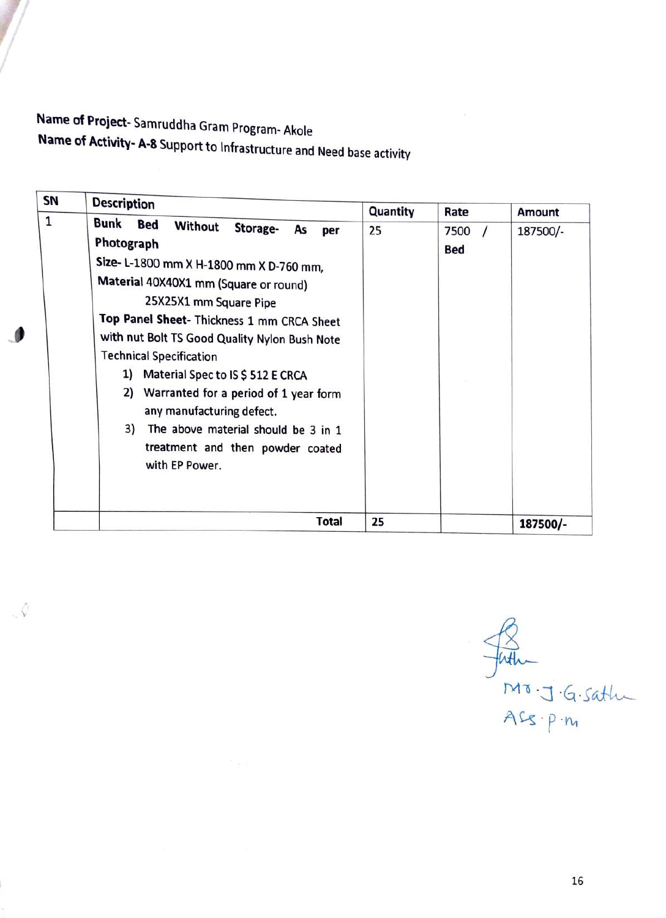**Name of Project**- Samruddha Gram Program- Akole
**Name of Activity- A-8** Support to Infrastructure and Need base activity

| SN | Description | Quantity | Rate | Amount |
|---|---|---|---|---|
| 1 | **Bunk Bed Without Storage- As per Photograph**<br>**Size**- L-1800 mm X H-1800 mm X D-760 mm,<br>**Material** 40X40X1 mm (Square or round)<br>25X25X1 mm Square Pipe<br>**Top Panel Sheet**- Thickness 1 mm CRCA Sheet with nut Bolt TS Good Quality Nylon Bush Note<br>Technical Specification<br>1) Material Spec to IS $ 512 E CRCA<br>2) Warranted for a period of 1 year form any manufacturing defect.<br>3) The above material should be 3 in 1 treatment and then powder coated with EP Power. | 25 | 7500 / **Bed** | 187500/- |
| | **Total** | **25** | | **187500/-** |

Mr. J. G. Sathe
Ass. p.m